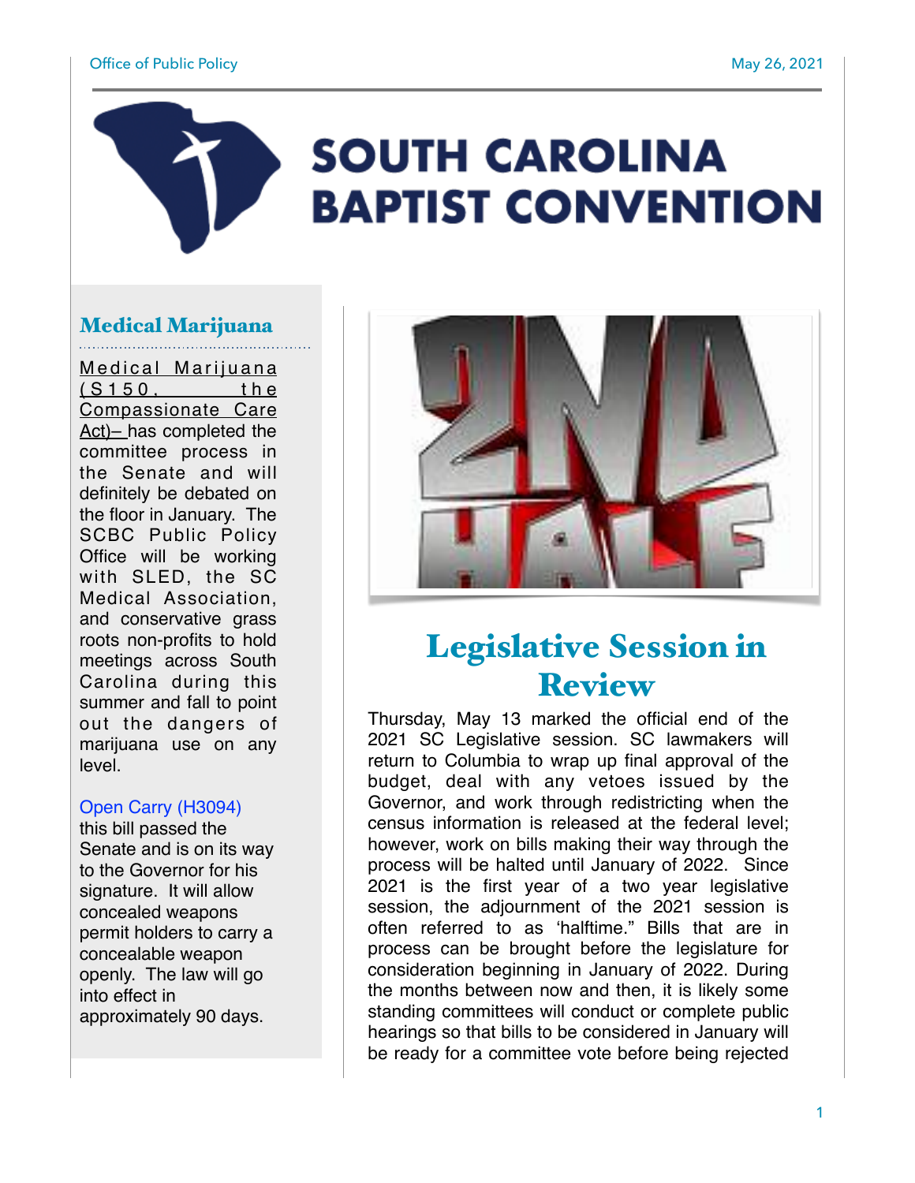# SOUTH CAROLINA BAPTIST CONVENTION

## Medical Marijuana

Medical Marijuana (S150, the Compassionate Care Act)– has completed the committee process in the Senate and will definitely be debated on the floor in January. The SCBC Public Policy Office will be working with SLED, the SC Medical Association, and conservative grass roots non-profits to hold meetings across South Carolina during this summer and fall to point out the dangers of marijuana use on any level.

Open Carry (H3094)
this bill passed the Senate and is on its way to the Governor for his signature. It will allow concealed weapons permit holders to carry a concealable weapon openly. The law will go into effect in approximately 90 days.

## Legislative Session in Review

Thursday, May 13 marked the official end of the 2021 SC Legislative session. SC lawmakers will return to Columbia to wrap up final approval of the budget, deal with any vetoes issued by the Governor, and work through redistricting when the census information is released at the federal level; however, work on bills making their way through the process will be halted until January of 2022. Since 2021 is the first year of a two year legislative session, the adjournment of the 2021 session is often referred to as 'halftime." Bills that are in process can be brought before the legislature for consideration beginning in January of 2022. During the months between now and then, it is likely some standing committees will conduct or complete public hearings so that bills to be considered in January will be ready for a committee vote before being rejected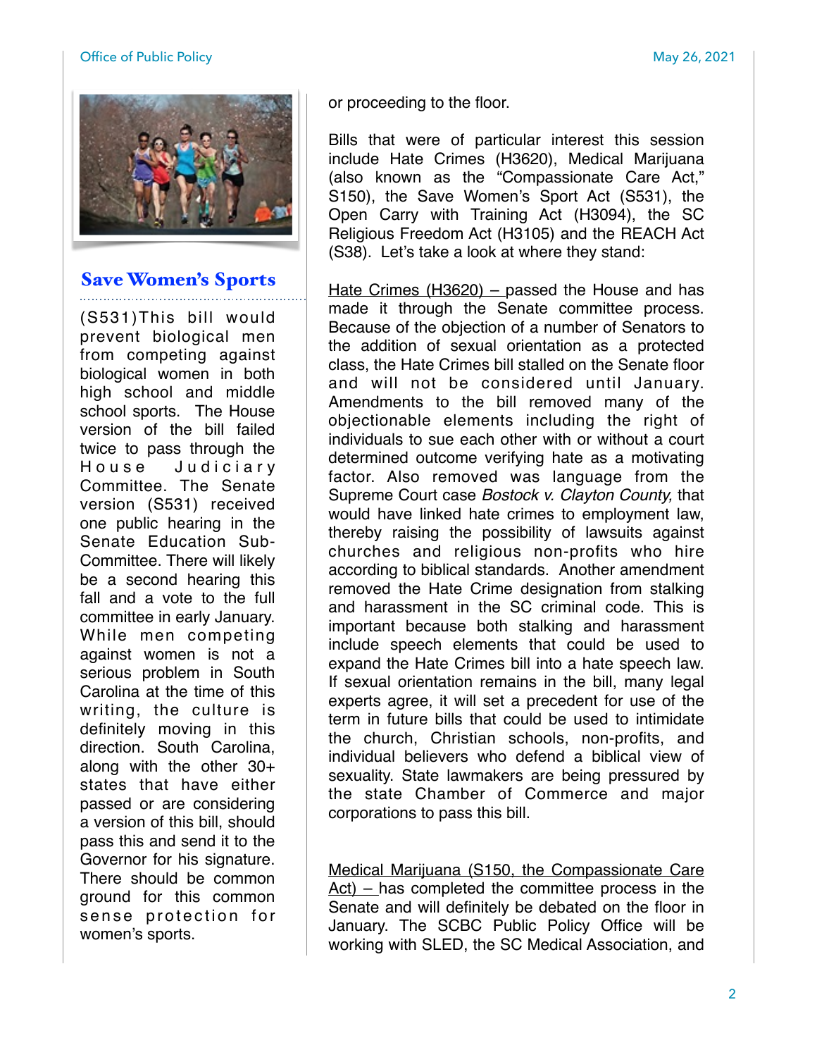## Save Women's Sports

(S531)This bill would prevent biological men from competing against biological women in both high school and middle school sports. The House version of the bill failed twice to pass through the House Judiciary Committee. The Senate version (S531) received one public hearing in the Senate Education Sub-Committee. There will likely be a second hearing this fall and a vote to the full committee in early January. While men competing against women is not a serious problem in South Carolina at the time of this writing, the culture is definitely moving in this direction. South Carolina, along with the other 30+ states that have either passed or are considering a version of this bill, should pass this and send it to the Governor for his signature. There should be common ground for this common sense protection for women's sports.

or proceeding to the floor.

Bills that were of particular interest this session include Hate Crimes (H3620), Medical Marijuana (also known as the "Compassionate Care Act," S150), the Save Women's Sport Act (S531), the Open Carry with Training Act (H3094), the SC Religious Freedom Act (H3105) and the REACH Act (S38). Let's take a look at where they stand:

Hate Crimes (H3620) – passed the House and has made it through the Senate committee process. Because of the objection of a number of Senators to the addition of sexual orientation as a protected class, the Hate Crimes bill stalled on the Senate floor and will not be considered until January. Amendments to the bill removed many of the objectionable elements including the right of individuals to sue each other with or without a court determined outcome verifying hate as a motivating factor. Also removed was language from the Supreme Court case *Bostock v. Clayton County,* that would have linked hate crimes to employment law, thereby raising the possibility of lawsuits against churches and religious non-profits who hire according to biblical standards. Another amendment removed the Hate Crime designation from stalking and harassment in the SC criminal code. This is important because both stalking and harassment include speech elements that could be used to expand the Hate Crimes bill into a hate speech law. If sexual orientation remains in the bill, many legal experts agree, it will set a precedent for use of the term in future bills that could be used to intimidate the church, Christian schools, non-profits, and individual believers who defend a biblical view of sexuality. State lawmakers are being pressured by the state Chamber of Commerce and major corporations to pass this bill.

Medical Marijuana (S150, the Compassionate Care Act) – has completed the committee process in the Senate and will definitely be debated on the floor in January. The SCBC Public Policy Office will be working with SLED, the SC Medical Association, and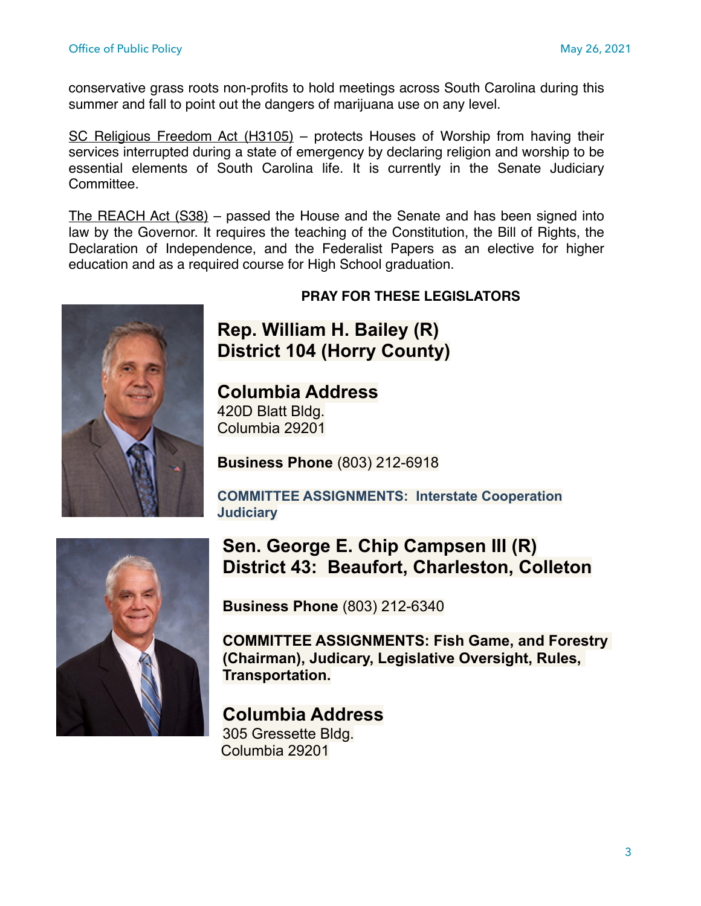conservative grass roots non-profits to hold meetings across South Carolina during this summer and fall to point out the dangers of marijuana use on any level.

SC Religious Freedom Act (H3105) – protects Houses of Worship from having their services interrupted during a state of emergency by declaring religion and worship to be essential elements of South Carolina life. It is currently in the Senate Judiciary Committee.

The REACH Act (S38) – passed the House and the Senate and has been signed into law by the Governor. It requires the teaching of the Constitution, the Bill of Rights, the Declaration of Independence, and the Federalist Papers as an elective for higher education and as a required course for High School graduation.

**PRAY FOR THESE LEGISLATORS**

## Rep. William H. Bailey (R)
## District 104 (Horry County)

### Columbia Address
420D Blatt Bldg.
Columbia 29201

**Business Phone** (803) 212-6918

**COMMITTEE ASSIGNMENTS: Interstate Cooperation Judiciary**

## Sen. George E. Chip Campsen III (R)
## District 43: Beaufort, Charleston, Colleton

**Business Phone** (803) 212-6340

**COMMITTEE ASSIGNMENTS: Fish Game, and Forestry (Chairman), Judicary, Legislative Oversight, Rules, Transportation.**

### Columbia Address
305 Gressette Bldg.
Columbia 29201